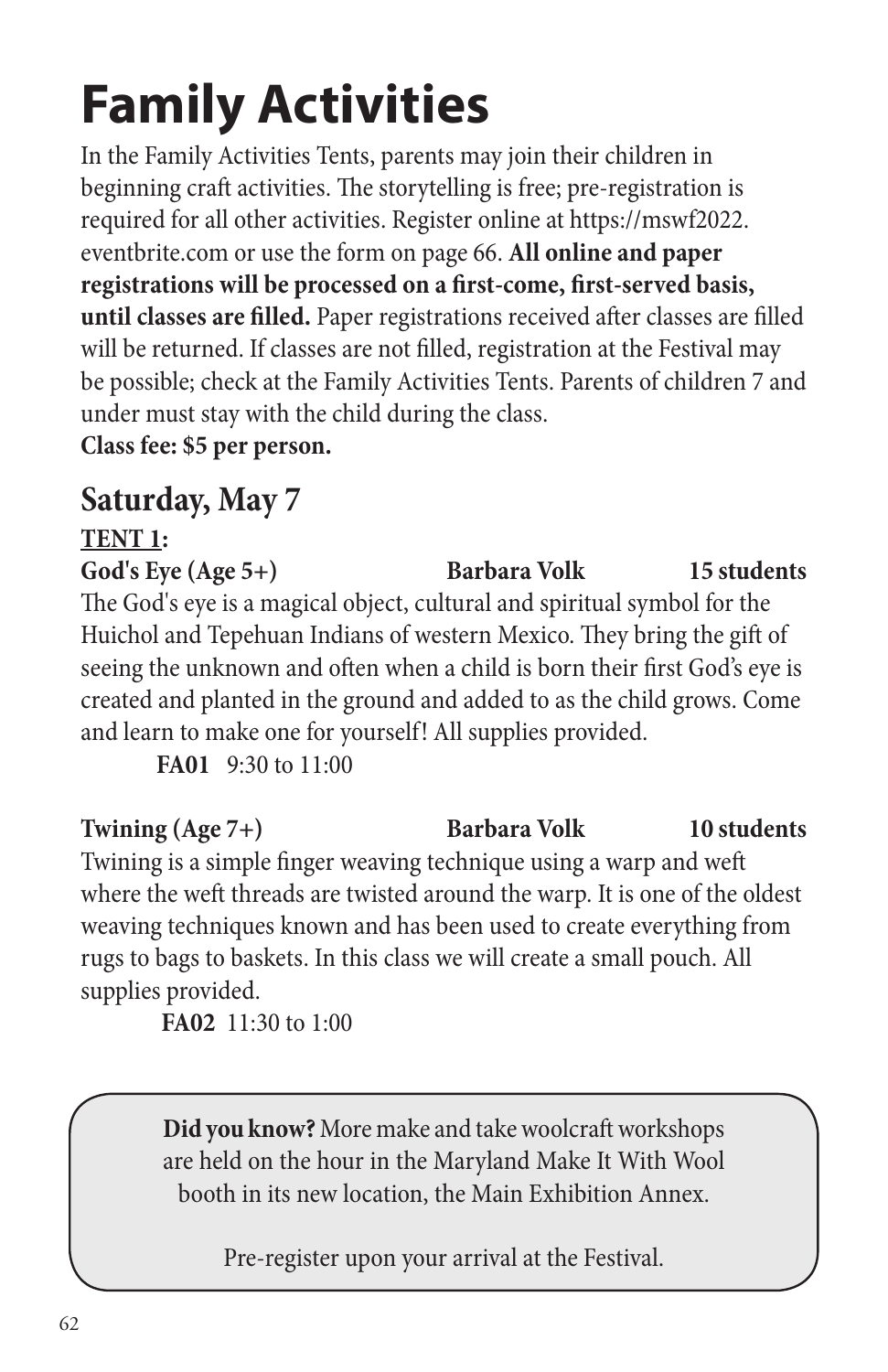# Family Activities

In the Family Activities Tents, parents may join their children in beginning craft activities. The storytelling is free; pre-registration is required for all other activities. Register online at https://mswf2022.eventbrite.com or use the form on page 66. **All online and paper registrations will be processed on a first-come, first-served basis, until classes are filled.** Paper registrations received after classes are filled will be returned. If classes are not filled, registration at the Festival may be possible; check at the Family Activities Tents. Parents of children 7 and under must stay with the child during the class.

**Class fee: $5 per person.**

## Saturday, May 7

**TENT 1:**

**God's Eye (Age 5+)** **Barbara Volk** **15 students**

The God's eye is a magical object, cultural and spiritual symbol for the Huichol and Tepehuan Indians of western Mexico. They bring the gift of seeing the unknown and often when a child is born their first God's eye is created and planted in the ground and added to as the child grows. Come and learn to make one for yourself! All supplies provided.

**FA01** 9:30 to 11:00

**Twining (Age 7+)** **Barbara Volk** **10 students**

Twining is a simple finger weaving technique using a warp and weft where the weft threads are twisted around the warp. It is one of the oldest weaving techniques known and has been used to create everything from rugs to bags to baskets. In this class we will create a small pouch. All supplies provided.

**FA02** 11:30 to 1:00

> **Did you know?** More make and take woolcraft workshops are held on the hour in the Maryland Make It With Wool booth in its new location, the Main Exhibition Annex.
>
> Pre-register upon your arrival at the Festival.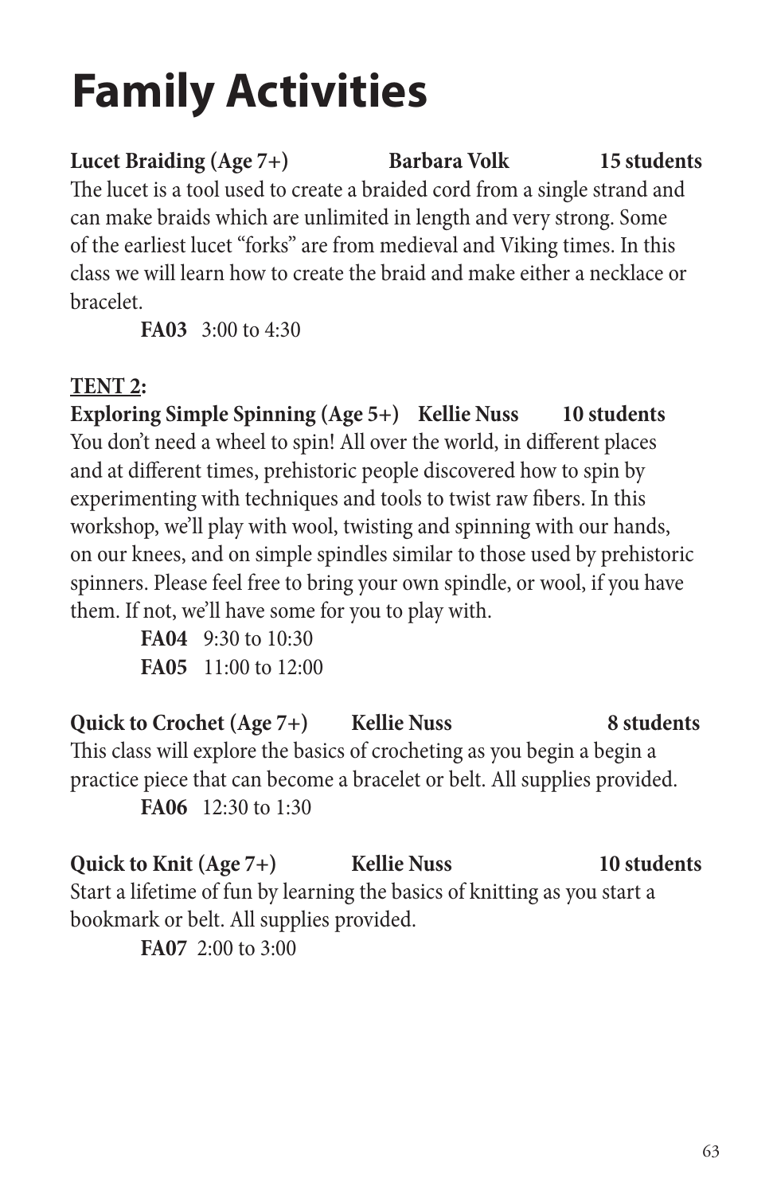# Family Activities

**Lucet Braiding (Age 7+)  Barbara Volk  15 students**

The lucet is a tool used to create a braided cord from a single strand and can make braids which are unlimited in length and very strong. Some of the earliest lucet "forks" are from medieval and Viking times. In this class we will learn how to create the braid and make either a necklace or bracelet.

**FA03** 3:00 to 4:30

**TENT 2:**

**Exploring Simple Spinning (Age 5+)  Kellie Nuss  10 students**

You don't need a wheel to spin! All over the world, in different places and at different times, prehistoric people discovered how to spin by experimenting with techniques and tools to twist raw fibers. In this workshop, we'll play with wool, twisting and spinning with our hands, on our knees, and on simple spindles similar to those used by prehistoric spinners. Please feel free to bring your own spindle, or wool, if you have them. If not, we'll have some for you to play with.

**FA04** 9:30 to 10:30

**FA05** 11:00 to 12:00

**Quick to Crochet (Age 7+)  Kellie Nuss  8 students**

This class will explore the basics of crocheting as you begin a begin a practice piece that can become a bracelet or belt. All supplies provided.

**FA06** 12:30 to 1:30

**Quick to Knit (Age 7+)  Kellie Nuss  10 students**

Start a lifetime of fun by learning the basics of knitting as you start a bookmark or belt. All supplies provided.

**FA07** 2:00 to 3:00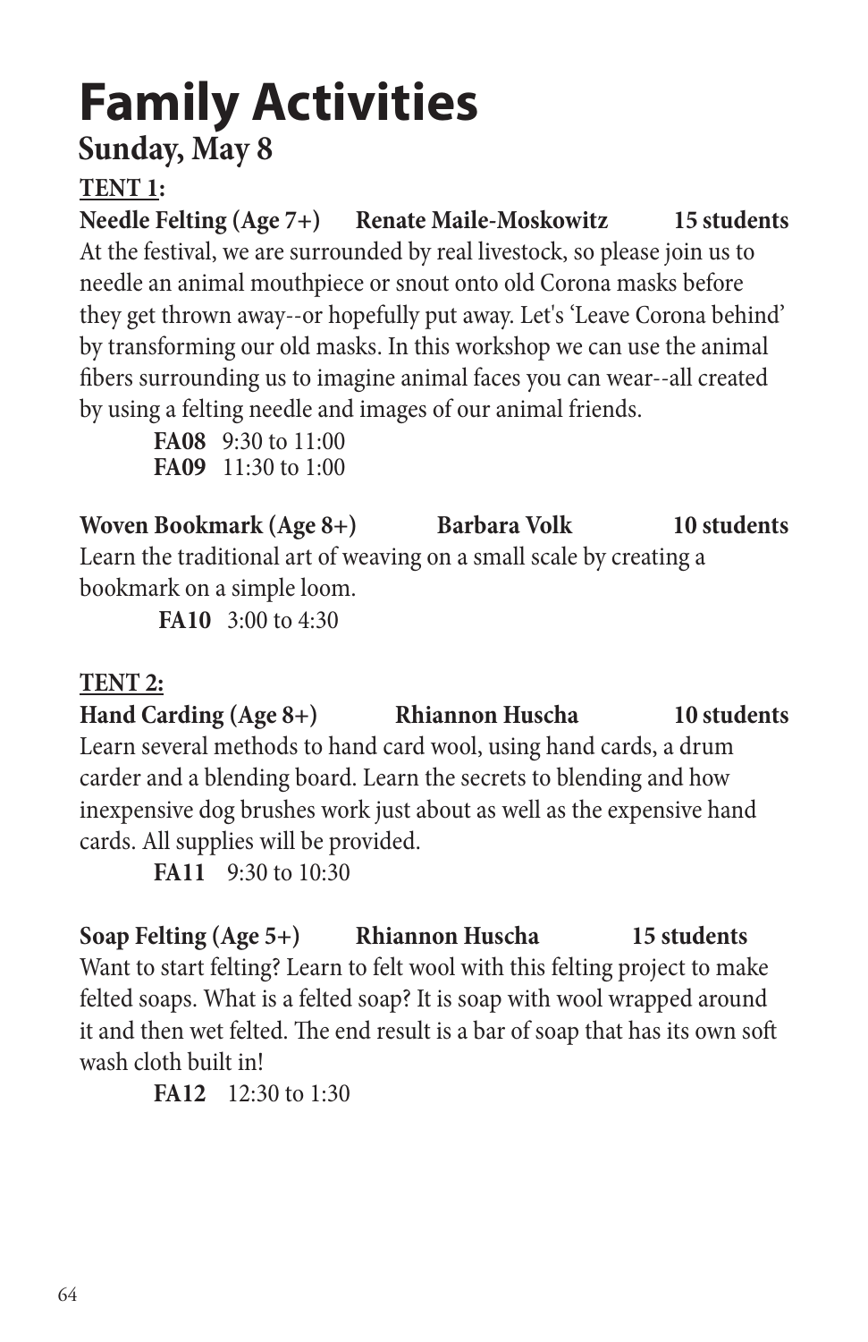# Family Activities

## Sunday, May 8

**TENT 1:**

**Needle Felting (Age 7+) Renate Maile-Moskowitz 15 students**

At the festival, we are surrounded by real livestock, so please join us to needle an animal mouthpiece or snout onto old Corona masks before they get thrown away--or hopefully put away. Let's 'Leave Corona behind' by transforming our old masks. In this workshop we can use the animal fibers surrounding us to imagine animal faces you can wear--all created by using a felting needle and images of our animal friends.

**FA08** 9:30 to 11:00
**FA09** 11:30 to 1:00

**Woven Bookmark (Age 8+) Barbara Volk 10 students**

Learn the traditional art of weaving on a small scale by creating a bookmark on a simple loom.

**FA10** 3:00 to 4:30

**TENT 2:**

**Hand Carding (Age 8+) Rhiannon Huscha 10 students**

Learn several methods to hand card wool, using hand cards, a drum carder and a blending board. Learn the secrets to blending and how inexpensive dog brushes work just about as well as the expensive hand cards. All supplies will be provided.

**FA11** 9:30 to 10:30

**Soap Felting (Age 5+) Rhiannon Huscha 15 students**

Want to start felting? Learn to felt wool with this felting project to make felted soaps. What is a felted soap? It is soap with wool wrapped around it and then wet felted. The end result is a bar of soap that has its own soft wash cloth built in!

**FA12** 12:30 to 1:30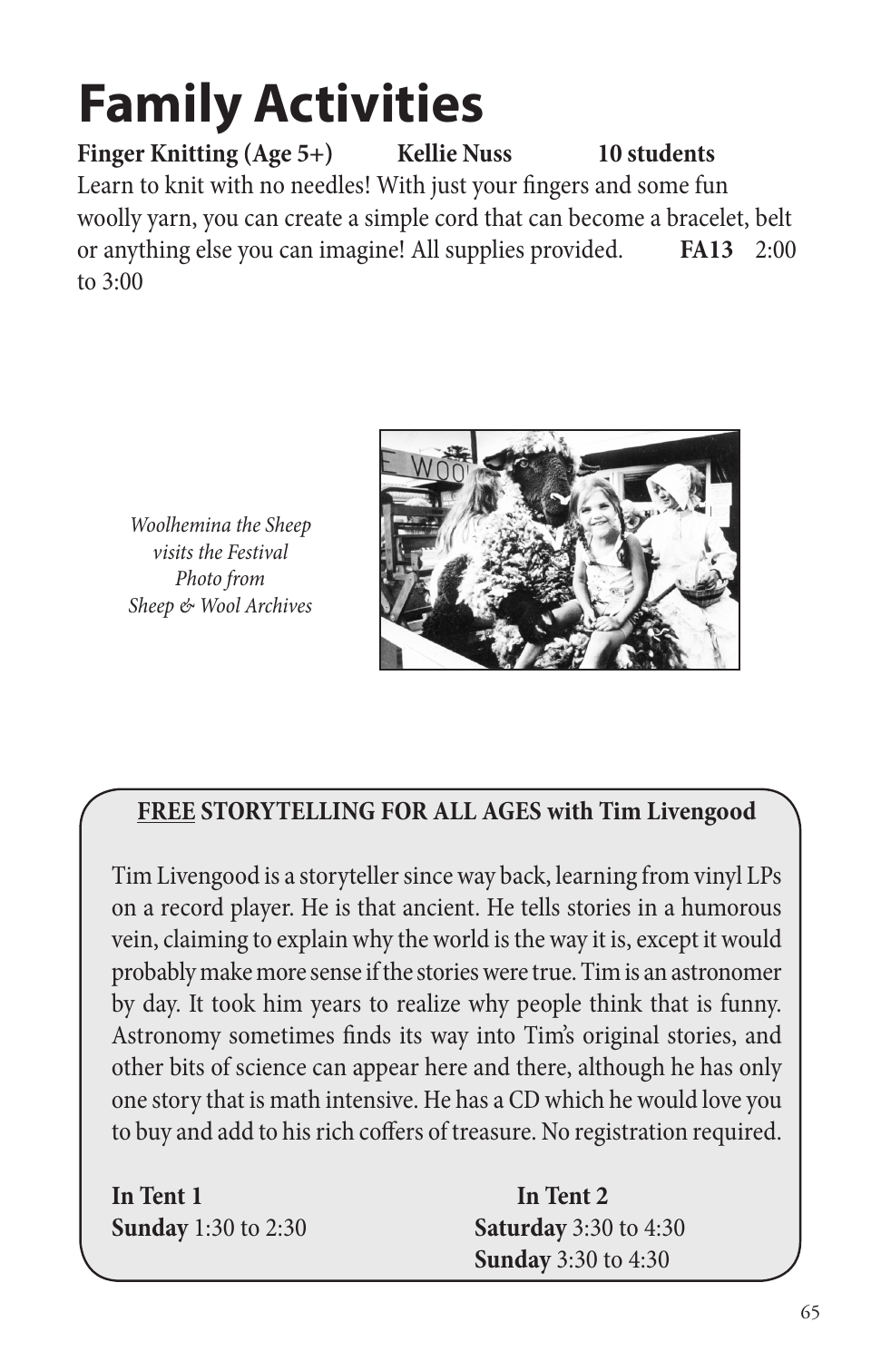# Family Activities

**Finger Knitting (Age 5+)** **Kellie Nuss** **10 students**

Learn to knit with no needles! With just your fingers and some fun woolly yarn, you can create a simple cord that can become a bracelet, belt or anything else you can imagine! All supplies provided. **FA13** 2:00 to 3:00

*Woolhemina the Sheep visits the Festival Photo from Sheep & Wool Archives*

**FREE STORYTELLING FOR ALL AGES with Tim Livengood**

Tim Livengood is a storyteller since way back, learning from vinyl LPs on a record player. He is that ancient. He tells stories in a humorous vein, claiming to explain why the world is the way it is, except it would probably make more sense if the stories were true. Tim is an astronomer by day. It took him years to realize why people think that is funny. Astronomy sometimes finds its way into Tim's original stories, and other bits of science can appear here and there, although he has only one story that is math intensive. He has a CD which he would love you to buy and add to his rich coffers of treasure. No registration required.

**In Tent 1**
**Sunday** 1:30 to 2:30

**In Tent 2**
**Saturday** 3:30 to 4:30
**Sunday** 3:30 to 4:30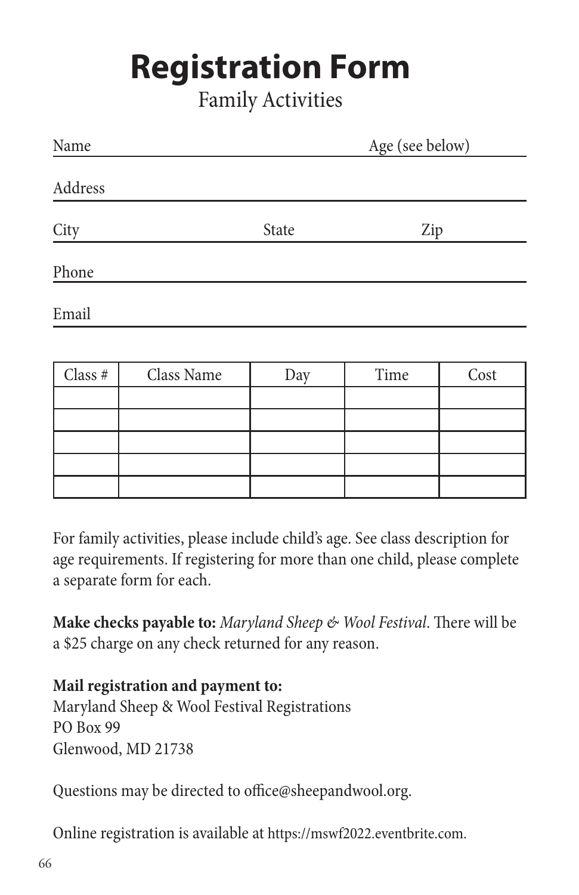# Registration Form

Family Activities

Name ______________________________ Age (see below) __________

Address ____________________________________________________

City ____________________ State ____________ Zip ____________

Phone ______________________________________________________

Email ______________________________________________________

| Class # | Class Name | Day | Time | Cost |
|---|---|---|---|---|
| | | | | |
| | | | | |
| | | | | |
| | | | | |
| | | | | |

For family activities, please include child's age. See class description for age requirements. If registering for more than one child, please complete a separate form for each.

**Make checks payable to:** *Maryland Sheep & Wool Festival*. There will be a $25 charge on any check returned for any reason.

**Mail registration and payment to:**
Maryland Sheep & Wool Festival Registrations
PO Box 99
Glenwood, MD 21738

Questions may be directed to office@sheepandwool.org.

Online registration is available at https://mswf2022.eventbrite.com.